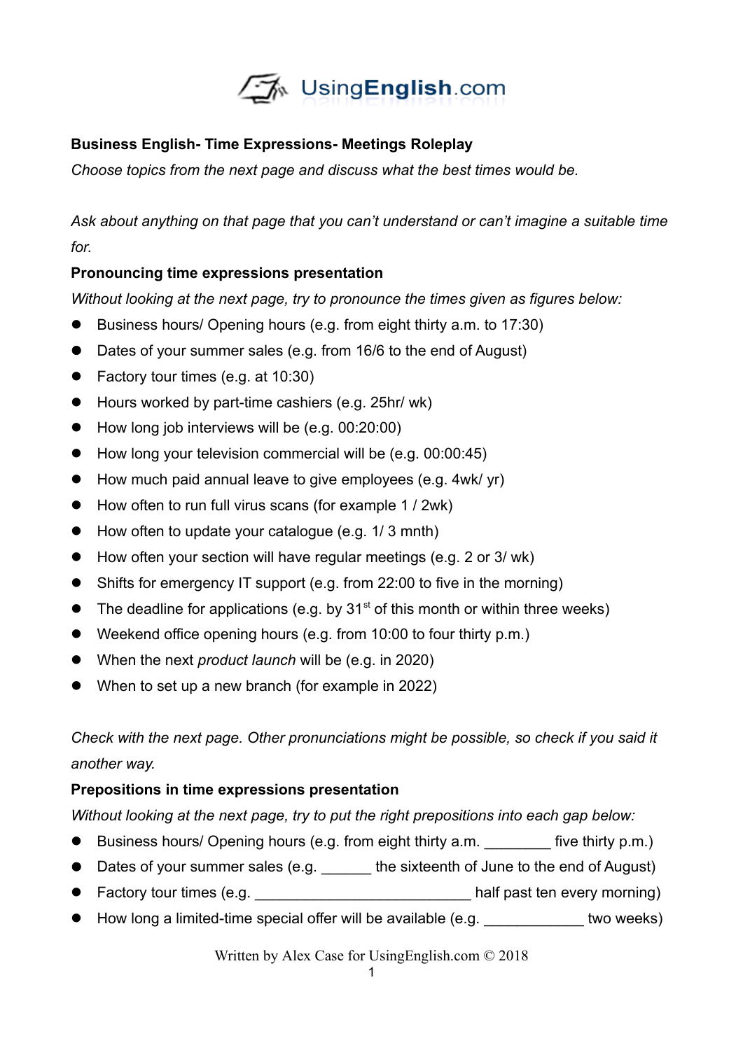UsingEnglish.com

**Business English- Time Expressions- Meetings Roleplay**

*Choose topics from the next page and discuss what the best times would be.*

*Ask about anything on that page that you can't understand or can't imagine a suitable time for.*

**Pronouncing time expressions presentation**

*Without looking at the next page, try to pronounce the times given as figures below:*

- Business hours/ Opening hours (e.g. from eight thirty a.m. to 17:30)
- Dates of your summer sales (e.g. from 16/6 to the end of August)
- Factory tour times (e.g. at 10:30)
- Hours worked by part-time cashiers (e.g. 25hr/ wk)
- How long job interviews will be (e.g. 00:20:00)
- How long your television commercial will be (e.g. 00:00:45)
- How much paid annual leave to give employees (e.g. 4wk/ yr)
- How often to run full virus scans (for example 1 / 2wk)
- How often to update your catalogue (e.g. 1/ 3 mnth)
- How often your section will have regular meetings (e.g. 2 or 3/ wk)
- Shifts for emergency IT support (e.g. from 22:00 to five in the morning)
- The deadline for applications (e.g. by 31st of this month or within three weeks)
- Weekend office opening hours (e.g. from 10:00 to four thirty p.m.)
- When the next *product launch* will be (e.g. in 2020)
- When to set up a new branch (for example in 2022)

*Check with the next page. Other pronunciations might be possible, so check if you said it another way.*

**Prepositions in time expressions presentation**

*Without looking at the next page, try to put the right prepositions into each gap below:*

- Business hours/ Opening hours (e.g. from eight thirty a.m. ________ five thirty p.m.)
- Dates of your summer sales (e.g. ______ the sixteenth of June to the end of August)
- Factory tour times (e.g. __________________________ half past ten every morning)
- How long a limited-time special offer will be available (e.g. ____________ two weeks)

Written by Alex Case for UsingEnglish.com © 2018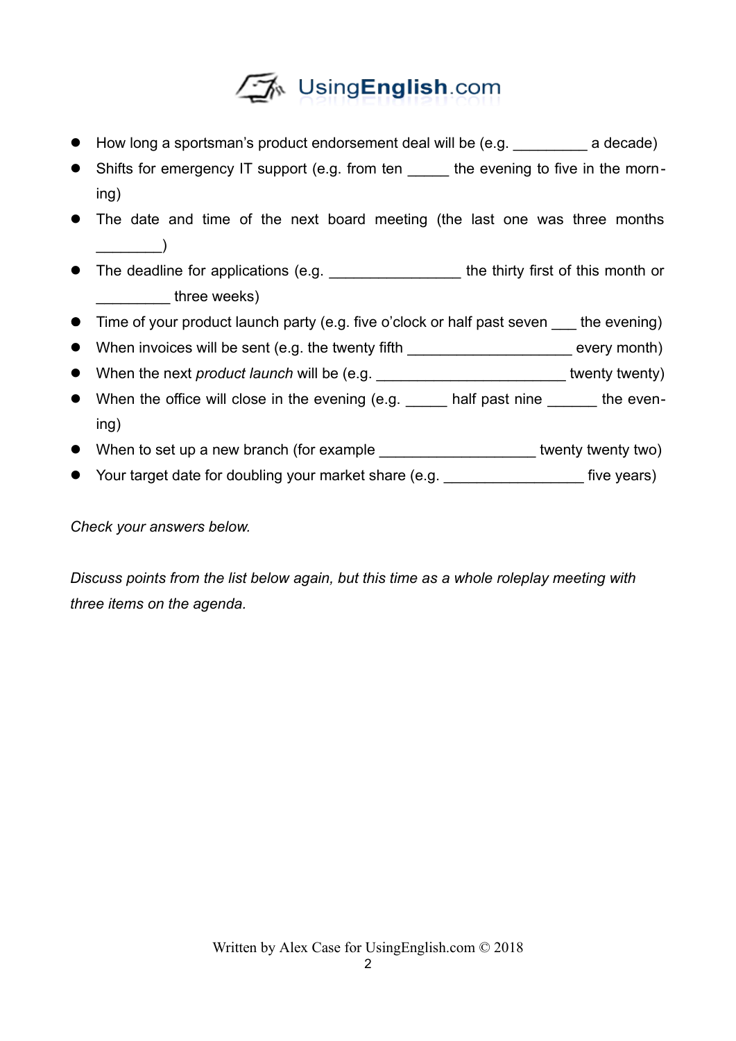- How long a sportsman's product endorsement deal will be (e.g. _________ a decade)
- Shifts for emergency IT support (e.g. from ten _____ the evening to five in the morning)
- The date and time of the next board meeting (the last one was three months ________)
- The deadline for applications (e.g. ________________ the thirty first of this month or _________ three weeks)
- Time of your product launch party (e.g. five o'clock or half past seven ___ the evening)
- When invoices will be sent (e.g. the twenty fifth ____________________ every month)
- When the next *product launch* will be (e.g. _______________________ twenty twenty)
- When the office will close in the evening (e.g. _____ half past nine ______ the evening)
- When to set up a new branch (for example ___________________ twenty twenty two)
- Your target date for doubling your market share (e.g. _________________ five years)

*Check your answers below.*

*Discuss points from the list below again, but this time as a whole roleplay meeting with three items on the agenda.*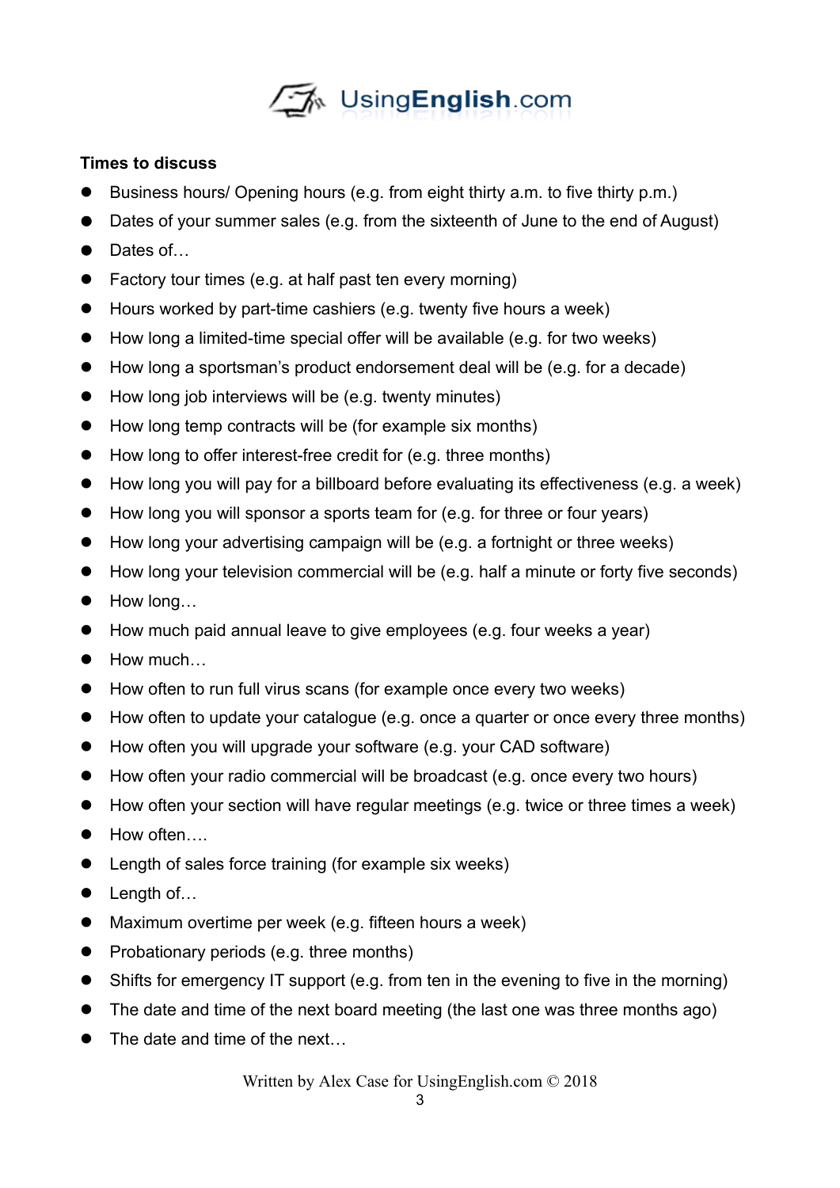**Times to discuss**

- Business hours/ Opening hours (e.g. from eight thirty a.m. to five thirty p.m.)
- Dates of your summer sales (e.g. from the sixteenth of June to the end of August)
- Dates of…
- Factory tour times (e.g. at half past ten every morning)
- Hours worked by part-time cashiers (e.g. twenty five hours a week)
- How long a limited-time special offer will be available (e.g. for two weeks)
- How long a sportsman's product endorsement deal will be (e.g. for a decade)
- How long job interviews will be (e.g. twenty minutes)
- How long temp contracts will be (for example six months)
- How long to offer interest-free credit for (e.g. three months)
- How long you will pay for a billboard before evaluating its effectiveness (e.g. a week)
- How long you will sponsor a sports team for (e.g. for three or four years)
- How long your advertising campaign will be (e.g. a fortnight or three weeks)
- How long your television commercial will be (e.g. half a minute or forty five seconds)
- How long…
- How much paid annual leave to give employees (e.g. four weeks a year)
- How much…
- How often to run full virus scans (for example once every two weeks)
- How often to update your catalogue (e.g. once a quarter or once every three months)
- How often you will upgrade your software (e.g. your CAD software)
- How often your radio commercial will be broadcast (e.g. once every two hours)
- How often your section will have regular meetings (e.g. twice or three times a week)
- How often….
- Length of sales force training (for example six weeks)
- Length of…
- Maximum overtime per week (e.g. fifteen hours a week)
- Probationary periods (e.g. three months)
- Shifts for emergency IT support (e.g. from ten in the evening to five in the morning)
- The date and time of the next board meeting (the last one was three months ago)
- The date and time of the next…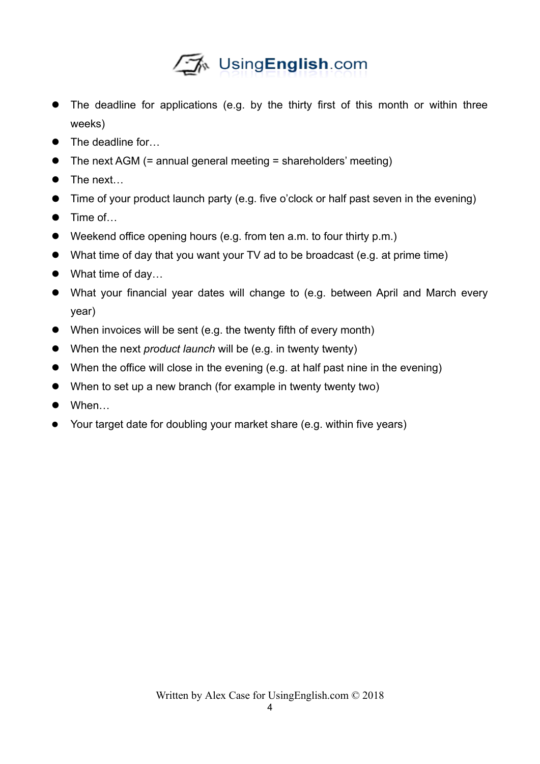- The deadline for applications (e.g. by the thirty first of this month or within three weeks)
- The deadline for…
- The next AGM (= annual general meeting = shareholders' meeting)
- The next…
- Time of your product launch party (e.g. five o'clock or half past seven in the evening)
- Time of…
- Weekend office opening hours (e.g. from ten a.m. to four thirty p.m.)
- What time of day that you want your TV ad to be broadcast (e.g. at prime time)
- What time of day…
- What your financial year dates will change to (e.g. between April and March every year)
- When invoices will be sent (e.g. the twenty fifth of every month)
- When the next *product launch* will be (e.g. in twenty twenty)
- When the office will close in the evening (e.g. at half past nine in the evening)
- When to set up a new branch (for example in twenty twenty two)
- When…
- Your target date for doubling your market share (e.g. within five years)